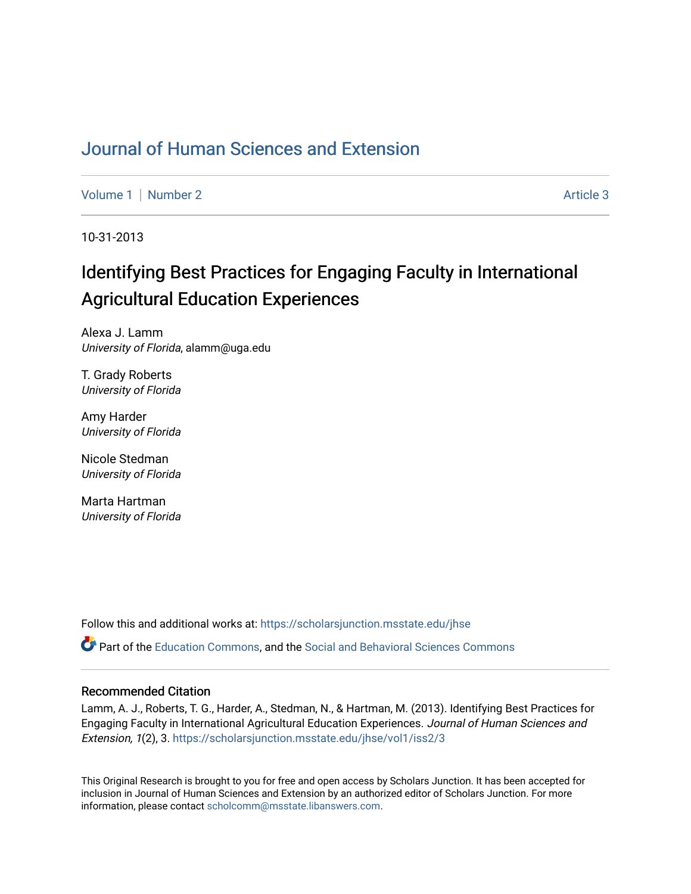# Journal of Human Sciences and Extension

Volume 1 | Number 2 Article 3

10-31-2013

## Identifying Best Practices for Engaging Faculty in International Agricultural Education Experiences

Alexa J. Lamm
*University of Florida*, alamm@uga.edu

T. Grady Roberts
*University of Florida*

Amy Harder
*University of Florida*

Nicole Stedman
*University of Florida*

Marta Hartman
*University of Florida*

Follow this and additional works at: https://scholarsjunction.msstate.edu/jhse

Part of the Education Commons, and the Social and Behavioral Sciences Commons

### Recommended Citation

Lamm, A. J., Roberts, T. G., Harder, A., Stedman, N., & Hartman, M. (2013). Identifying Best Practices for Engaging Faculty in International Agricultural Education Experiences. *Journal of Human Sciences and Extension, 1*(2), 3. https://scholarsjunction.msstate.edu/jhse/vol1/iss2/3

This Original Research is brought to you for free and open access by Scholars Junction. It has been accepted for inclusion in Journal of Human Sciences and Extension by an authorized editor of Scholars Junction. For more information, please contact scholcomm@msstate.libanswers.com.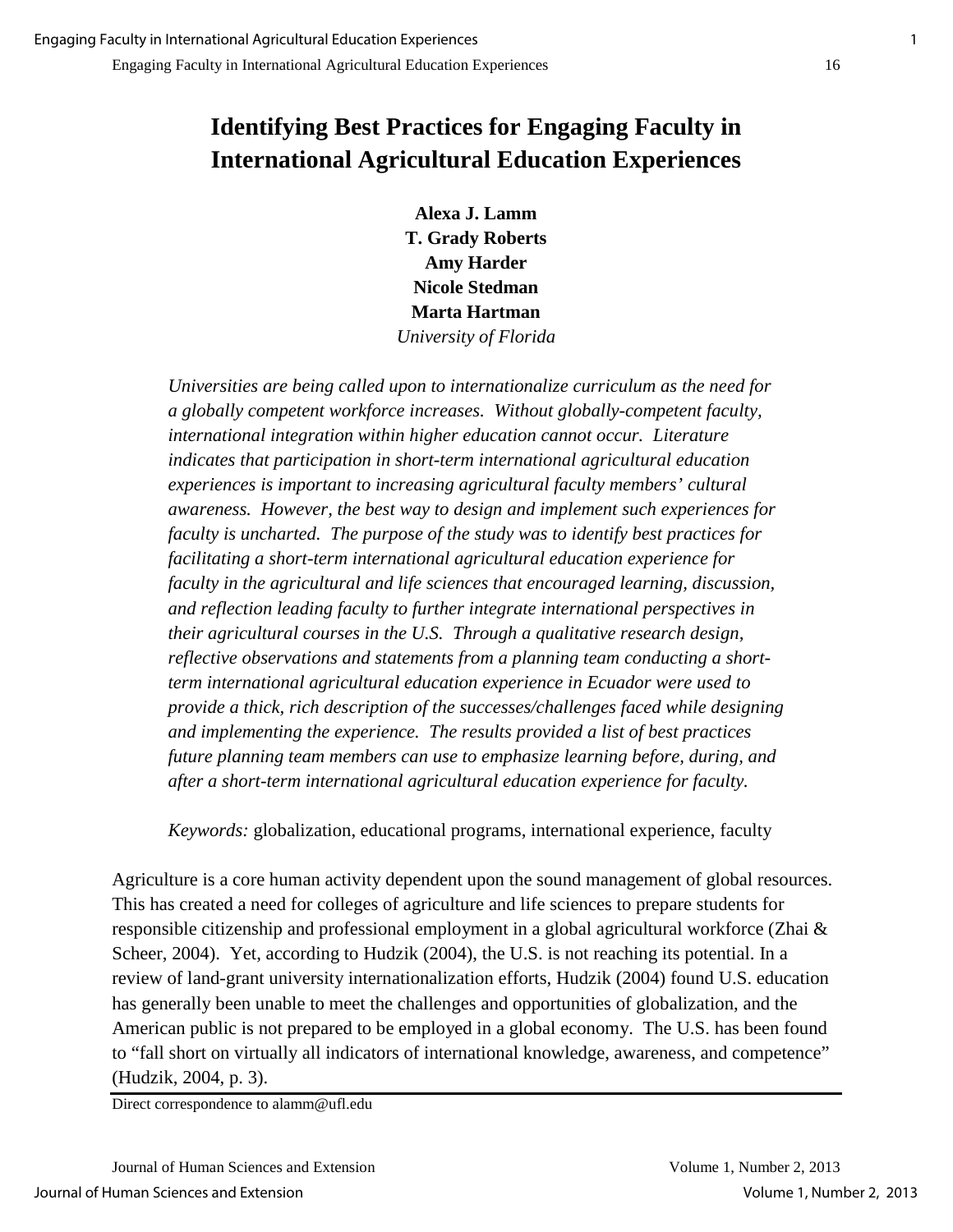# Identifying Best Practices for Engaging Faculty in International Agricultural Education Experiences

**Alexa J. Lamm**
**T. Grady Roberts**
**Amy Harder**
**Nicole Stedman**
**Marta Hartman**
*University of Florida*

*Universities are being called upon to internationalize curriculum as the need for a globally competent workforce increases. Without globally-competent faculty, international integration within higher education cannot occur. Literature indicates that participation in short-term international agricultural education experiences is important to increasing agricultural faculty members' cultural awareness. However, the best way to design and implement such experiences for faculty is uncharted. The purpose of the study was to identify best practices for facilitating a short-term international agricultural education experience for faculty in the agricultural and life sciences that encouraged learning, discussion, and reflection leading faculty to further integrate international perspectives in their agricultural courses in the U.S. Through a qualitative research design, reflective observations and statements from a planning team conducting a short-term international agricultural education experience in Ecuador were used to provide a thick, rich description of the successes/challenges faced while designing and implementing the experience. The results provided a list of best practices future planning team members can use to emphasize learning before, during, and after a short-term international agricultural education experience for faculty.*

*Keywords:* globalization, educational programs, international experience, faculty

Agriculture is a core human activity dependent upon the sound management of global resources. This has created a need for colleges of agriculture and life sciences to prepare students for responsible citizenship and professional employment in a global agricultural workforce (Zhai & Scheer, 2004). Yet, according to Hudzik (2004), the U.S. is not reaching its potential. In a review of land-grant university internationalization efforts, Hudzik (2004) found U.S. education has generally been unable to meet the challenges and opportunities of globalization, and the American public is not prepared to be employed in a global economy. The U.S. has been found to "fall short on virtually all indicators of international knowledge, awareness, and competence" (Hudzik, 2004, p. 3).

Direct correspondence to alamm@ufl.edu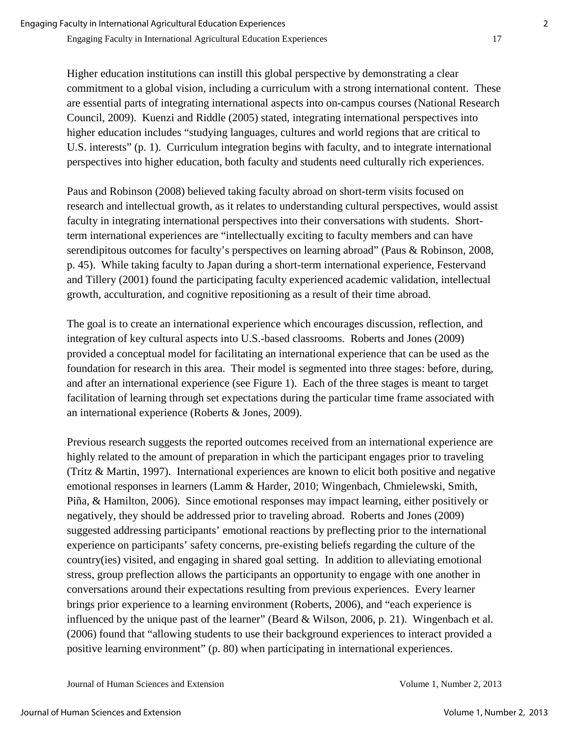Higher education institutions can instill this global perspective by demonstrating a clear commitment to a global vision, including a curriculum with a strong international content. These are essential parts of integrating international aspects into on-campus courses (National Research Council, 2009). Kuenzi and Riddle (2005) stated, integrating international perspectives into higher education includes "studying languages, cultures and world regions that are critical to U.S. interests" (p. 1). Curriculum integration begins with faculty, and to integrate international perspectives into higher education, both faculty and students need culturally rich experiences.

Paus and Robinson (2008) believed taking faculty abroad on short-term visits focused on research and intellectual growth, as it relates to understanding cultural perspectives, would assist faculty in integrating international perspectives into their conversations with students. Short-term international experiences are "intellectually exciting to faculty members and can have serendipitous outcomes for faculty's perspectives on learning abroad" (Paus & Robinson, 2008, p. 45). While taking faculty to Japan during a short-term international experience, Festervand and Tillery (2001) found the participating faculty experienced academic validation, intellectual growth, acculturation, and cognitive repositioning as a result of their time abroad.

The goal is to create an international experience which encourages discussion, reflection, and integration of key cultural aspects into U.S.-based classrooms. Roberts and Jones (2009) provided a conceptual model for facilitating an international experience that can be used as the foundation for research in this area. Their model is segmented into three stages: before, during, and after an international experience (see Figure 1). Each of the three stages is meant to target facilitation of learning through set expectations during the particular time frame associated with an international experience (Roberts & Jones, 2009).

Previous research suggests the reported outcomes received from an international experience are highly related to the amount of preparation in which the participant engages prior to traveling (Tritz & Martin, 1997). International experiences are known to elicit both positive and negative emotional responses in learners (Lamm & Harder, 2010; Wingenbach, Chmielewski, Smith, Piña, & Hamilton, 2006). Since emotional responses may impact learning, either positively or negatively, they should be addressed prior to traveling abroad. Roberts and Jones (2009) suggested addressing participants' emotional reactions by preflecting prior to the international experience on participants' safety concerns, pre-existing beliefs regarding the culture of the country(ies) visited, and engaging in shared goal setting. In addition to alleviating emotional stress, group preflection allows the participants an opportunity to engage with one another in conversations around their expectations resulting from previous experiences. Every learner brings prior experience to a learning environment (Roberts, 2006), and "each experience is influenced by the unique past of the learner" (Beard & Wilson, 2006, p. 21). Wingenbach et al. (2006) found that "allowing students to use their background experiences to interact provided a positive learning environment" (p. 80) when participating in international experiences.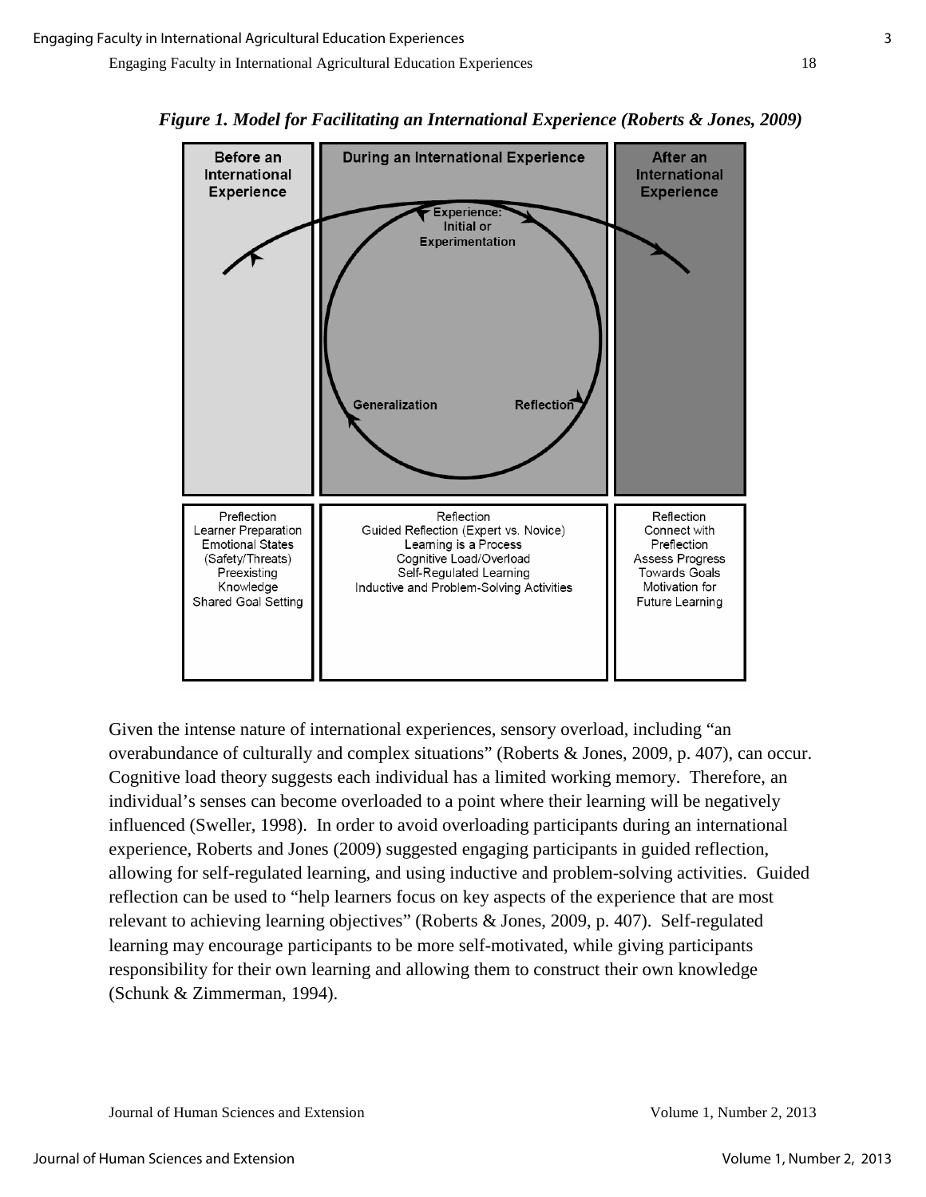*Figure 1. Model for Facilitating an International Experience (Roberts & Jones, 2009)*

| Before an International Experience | During an International Experience | After an International Experience |
| --- | --- | --- |
| | Experience: Initial or Experimentation; Reflection; Generalization | |
| Preflection<br>Learner Preparation<br>Emotional States (Safety/Threats)<br>Preexisting Knowledge<br>Shared Goal Setting | Reflection<br>Guided Reflection (Expert vs. Novice)<br>Learning is a Process<br>Cognitive Load/Overload<br>Self-Regulated Learning<br>Inductive and Problem-Solving Activities | Reflection<br>Connect with Preflection<br>Assess Progress Towards Goals<br>Motivation for Future Learning |

Given the intense nature of international experiences, sensory overload, including "an overabundance of culturally and complex situations" (Roberts & Jones, 2009, p. 407), can occur. Cognitive load theory suggests each individual has a limited working memory. Therefore, an individual's senses can become overloaded to a point where their learning will be negatively influenced (Sweller, 1998). In order to avoid overloading participants during an international experience, Roberts and Jones (2009) suggested engaging participants in guided reflection, allowing for self-regulated learning, and using inductive and problem-solving activities. Guided reflection can be used to "help learners focus on key aspects of the experience that are most relevant to achieving learning objectives" (Roberts & Jones, 2009, p. 407). Self-regulated learning may encourage participants to be more self-motivated, while giving participants responsibility for their own learning and allowing them to construct their own knowledge (Schunk & Zimmerman, 1994).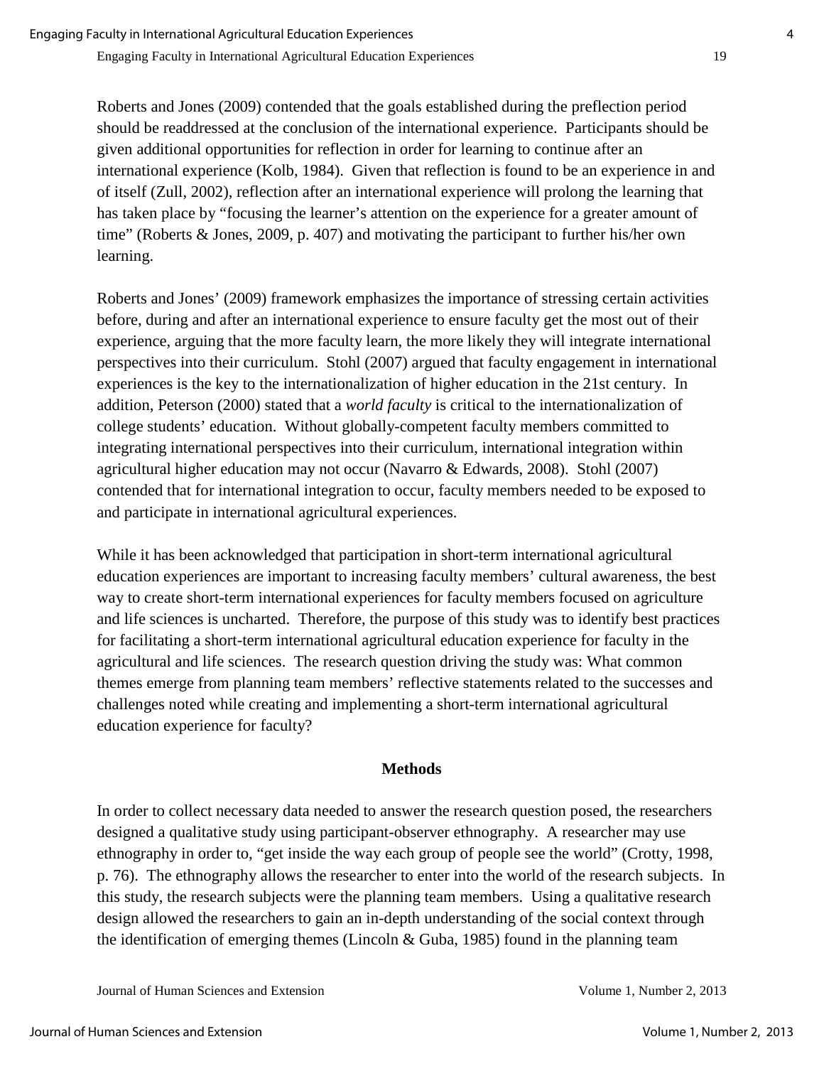Roberts and Jones (2009) contended that the goals established during the preflection period should be readdressed at the conclusion of the international experience. Participants should be given additional opportunities for reflection in order for learning to continue after an international experience (Kolb, 1984). Given that reflection is found to be an experience in and of itself (Zull, 2002), reflection after an international experience will prolong the learning that has taken place by "focusing the learner's attention on the experience for a greater amount of time" (Roberts & Jones, 2009, p. 407) and motivating the participant to further his/her own learning.

Roberts and Jones' (2009) framework emphasizes the importance of stressing certain activities before, during and after an international experience to ensure faculty get the most out of their experience, arguing that the more faculty learn, the more likely they will integrate international perspectives into their curriculum. Stohl (2007) argued that faculty engagement in international experiences is the key to the internationalization of higher education in the 21st century. In addition, Peterson (2000) stated that a *world faculty* is critical to the internationalization of college students' education. Without globally-competent faculty members committed to integrating international perspectives into their curriculum, international integration within agricultural higher education may not occur (Navarro & Edwards, 2008). Stohl (2007) contended that for international integration to occur, faculty members needed to be exposed to and participate in international agricultural experiences.

While it has been acknowledged that participation in short-term international agricultural education experiences are important to increasing faculty members' cultural awareness, the best way to create short-term international experiences for faculty members focused on agriculture and life sciences is uncharted. Therefore, the purpose of this study was to identify best practices for facilitating a short-term international agricultural education experience for faculty in the agricultural and life sciences. The research question driving the study was: What common themes emerge from planning team members' reflective statements related to the successes and challenges noted while creating and implementing a short-term international agricultural education experience for faculty?

## Methods

In order to collect necessary data needed to answer the research question posed, the researchers designed a qualitative study using participant-observer ethnography. A researcher may use ethnography in order to, "get inside the way each group of people see the world" (Crotty, 1998, p. 76). The ethnography allows the researcher to enter into the world of the research subjects. In this study, the research subjects were the planning team members. Using a qualitative research design allowed the researchers to gain an in-depth understanding of the social context through the identification of emerging themes (Lincoln & Guba, 1985) found in the planning team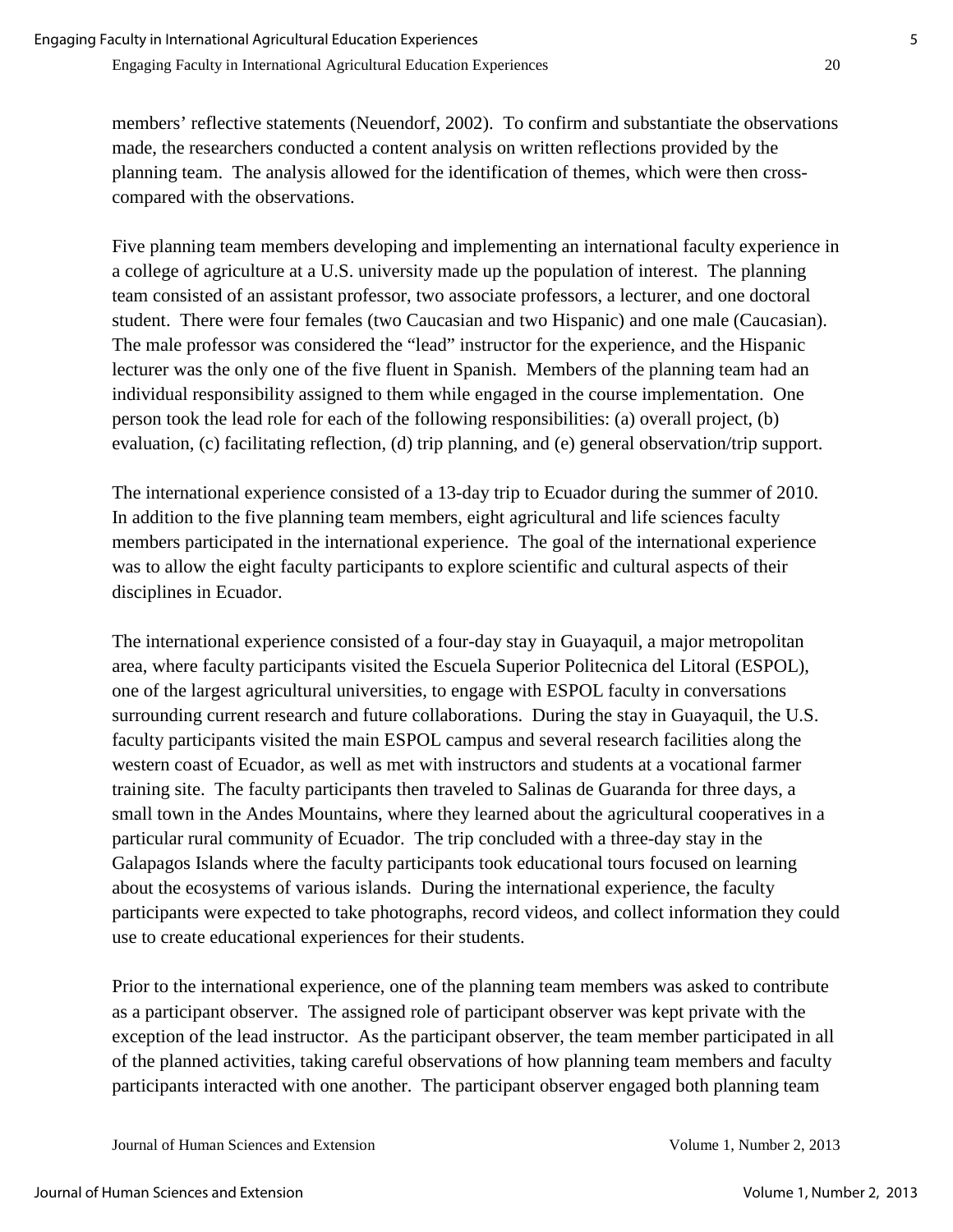members' reflective statements (Neuendorf, 2002). To confirm and substantiate the observations made, the researchers conducted a content analysis on written reflections provided by the planning team. The analysis allowed for the identification of themes, which were then cross-compared with the observations.

Five planning team members developing and implementing an international faculty experience in a college of agriculture at a U.S. university made up the population of interest. The planning team consisted of an assistant professor, two associate professors, a lecturer, and one doctoral student. There were four females (two Caucasian and two Hispanic) and one male (Caucasian). The male professor was considered the "lead" instructor for the experience, and the Hispanic lecturer was the only one of the five fluent in Spanish. Members of the planning team had an individual responsibility assigned to them while engaged in the course implementation. One person took the lead role for each of the following responsibilities: (a) overall project, (b) evaluation, (c) facilitating reflection, (d) trip planning, and (e) general observation/trip support.

The international experience consisted of a 13-day trip to Ecuador during the summer of 2010. In addition to the five planning team members, eight agricultural and life sciences faculty members participated in the international experience. The goal of the international experience was to allow the eight faculty participants to explore scientific and cultural aspects of their disciplines in Ecuador.

The international experience consisted of a four-day stay in Guayaquil, a major metropolitan area, where faculty participants visited the Escuela Superior Politecnica del Litoral (ESPOL), one of the largest agricultural universities, to engage with ESPOL faculty in conversations surrounding current research and future collaborations. During the stay in Guayaquil, the U.S. faculty participants visited the main ESPOL campus and several research facilities along the western coast of Ecuador, as well as met with instructors and students at a vocational farmer training site. The faculty participants then traveled to Salinas de Guaranda for three days, a small town in the Andes Mountains, where they learned about the agricultural cooperatives in a particular rural community of Ecuador. The trip concluded with a three-day stay in the Galapagos Islands where the faculty participants took educational tours focused on learning about the ecosystems of various islands. During the international experience, the faculty participants were expected to take photographs, record videos, and collect information they could use to create educational experiences for their students.

Prior to the international experience, one of the planning team members was asked to contribute as a participant observer. The assigned role of participant observer was kept private with the exception of the lead instructor. As the participant observer, the team member participated in all of the planned activities, taking careful observations of how planning team members and faculty participants interacted with one another. The participant observer engaged both planning team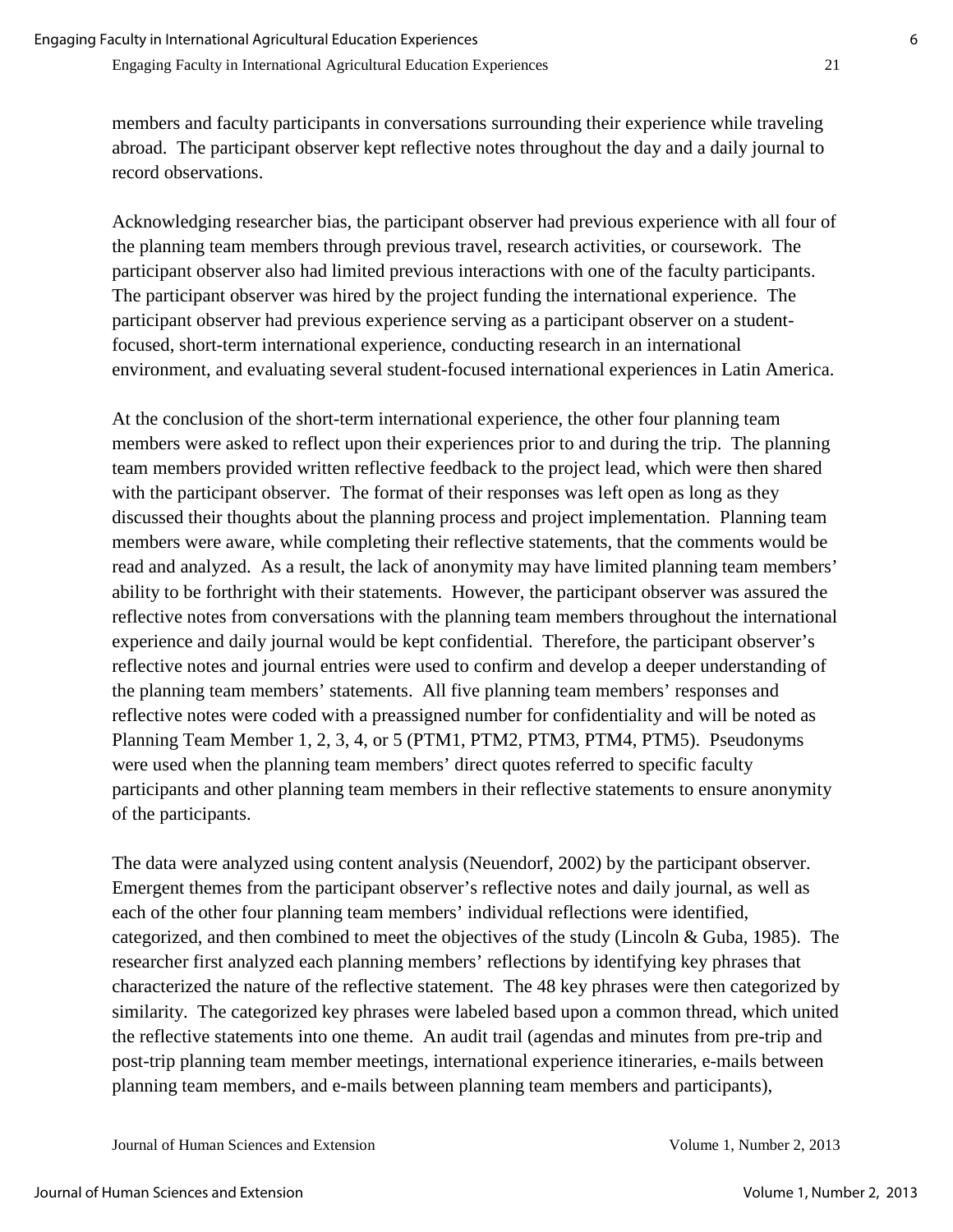members and faculty participants in conversations surrounding their experience while traveling abroad. The participant observer kept reflective notes throughout the day and a daily journal to record observations.

Acknowledging researcher bias, the participant observer had previous experience with all four of the planning team members through previous travel, research activities, or coursework. The participant observer also had limited previous interactions with one of the faculty participants. The participant observer was hired by the project funding the international experience. The participant observer had previous experience serving as a participant observer on a student-focused, short-term international experience, conducting research in an international environment, and evaluating several student-focused international experiences in Latin America.

At the conclusion of the short-term international experience, the other four planning team members were asked to reflect upon their experiences prior to and during the trip. The planning team members provided written reflective feedback to the project lead, which were then shared with the participant observer. The format of their responses was left open as long as they discussed their thoughts about the planning process and project implementation. Planning team members were aware, while completing their reflective statements, that the comments would be read and analyzed. As a result, the lack of anonymity may have limited planning team members' ability to be forthright with their statements. However, the participant observer was assured the reflective notes from conversations with the planning team members throughout the international experience and daily journal would be kept confidential. Therefore, the participant observer's reflective notes and journal entries were used to confirm and develop a deeper understanding of the planning team members' statements. All five planning team members' responses and reflective notes were coded with a preassigned number for confidentiality and will be noted as Planning Team Member 1, 2, 3, 4, or 5 (PTM1, PTM2, PTM3, PTM4, PTM5). Pseudonyms were used when the planning team members' direct quotes referred to specific faculty participants and other planning team members in their reflective statements to ensure anonymity of the participants.

The data were analyzed using content analysis (Neuendorf, 2002) by the participant observer. Emergent themes from the participant observer's reflective notes and daily journal, as well as each of the other four planning team members' individual reflections were identified, categorized, and then combined to meet the objectives of the study (Lincoln & Guba, 1985). The researcher first analyzed each planning members' reflections by identifying key phrases that characterized the nature of the reflective statement. The 48 key phrases were then categorized by similarity. The categorized key phrases were labeled based upon a common thread, which united the reflective statements into one theme. An audit trail (agendas and minutes from pre-trip and post-trip planning team member meetings, international experience itineraries, e-mails between planning team members, and e-mails between planning team members and participants),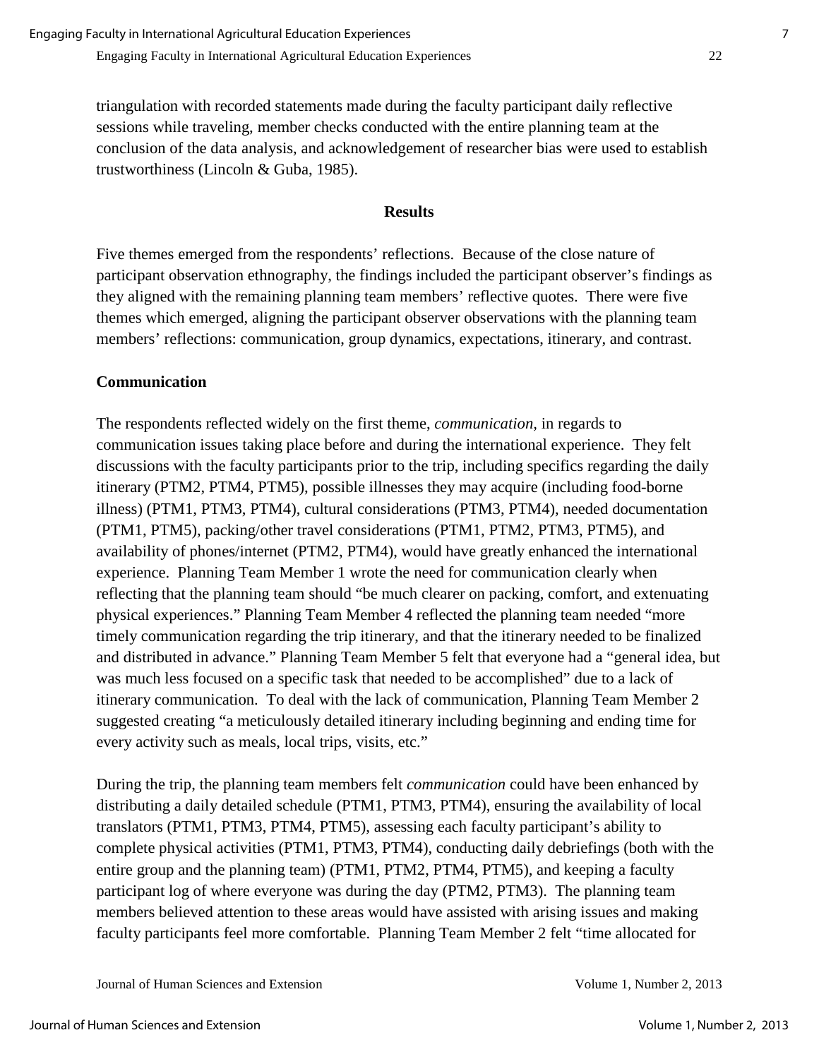triangulation with recorded statements made during the faculty participant daily reflective sessions while traveling, member checks conducted with the entire planning team at the conclusion of the data analysis, and acknowledgement of researcher bias were used to establish trustworthiness (Lincoln & Guba, 1985).

## Results

Five themes emerged from the respondents' reflections. Because of the close nature of participant observation ethnography, the findings included the participant observer's findings as they aligned with the remaining planning team members' reflective quotes. There were five themes which emerged, aligning the participant observer observations with the planning team members' reflections: communication, group dynamics, expectations, itinerary, and contrast.

### Communication

The respondents reflected widely on the first theme, *communication,* in regards to communication issues taking place before and during the international experience. They felt discussions with the faculty participants prior to the trip, including specifics regarding the daily itinerary (PTM2, PTM4, PTM5), possible illnesses they may acquire (including food-borne illness) (PTM1, PTM3, PTM4), cultural considerations (PTM3, PTM4), needed documentation (PTM1, PTM5), packing/other travel considerations (PTM1, PTM2, PTM3, PTM5), and availability of phones/internet (PTM2, PTM4), would have greatly enhanced the international experience. Planning Team Member 1 wrote the need for communication clearly when reflecting that the planning team should "be much clearer on packing, comfort, and extenuating physical experiences." Planning Team Member 4 reflected the planning team needed "more timely communication regarding the trip itinerary, and that the itinerary needed to be finalized and distributed in advance." Planning Team Member 5 felt that everyone had a "general idea, but was much less focused on a specific task that needed to be accomplished" due to a lack of itinerary communication. To deal with the lack of communication, Planning Team Member 2 suggested creating "a meticulously detailed itinerary including beginning and ending time for every activity such as meals, local trips, visits, etc."

During the trip, the planning team members felt *communication* could have been enhanced by distributing a daily detailed schedule (PTM1, PTM3, PTM4), ensuring the availability of local translators (PTM1, PTM3, PTM4, PTM5), assessing each faculty participant's ability to complete physical activities (PTM1, PTM3, PTM4), conducting daily debriefings (both with the entire group and the planning team) (PTM1, PTM2, PTM4, PTM5), and keeping a faculty participant log of where everyone was during the day (PTM2, PTM3). The planning team members believed attention to these areas would have assisted with arising issues and making faculty participants feel more comfortable. Planning Team Member 2 felt "time allocated for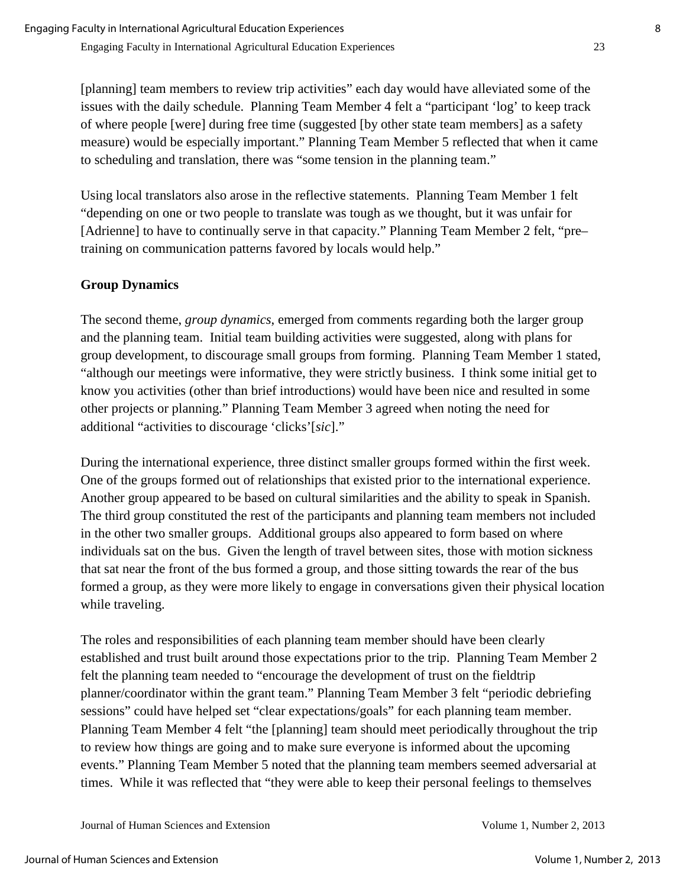[planning] team members to review trip activities" each day would have alleviated some of the issues with the daily schedule. Planning Team Member 4 felt a "participant 'log' to keep track of where people [were] during free time (suggested [by other state team members] as a safety measure) would be especially important." Planning Team Member 5 reflected that when it came to scheduling and translation, there was "some tension in the planning team."

Using local translators also arose in the reflective statements. Planning Team Member 1 felt "depending on one or two people to translate was tough as we thought, but it was unfair for [Adrienne] to have to continually serve in that capacity." Planning Team Member 2 felt, "pre–training on communication patterns favored by locals would help."

## Group Dynamics

The second theme, *group dynamics*, emerged from comments regarding both the larger group and the planning team. Initial team building activities were suggested, along with plans for group development, to discourage small groups from forming. Planning Team Member 1 stated, "although our meetings were informative, they were strictly business. I think some initial get to know you activities (other than brief introductions) would have been nice and resulted in some other projects or planning." Planning Team Member 3 agreed when noting the need for additional "activities to discourage 'clicks'[*sic*]."

During the international experience, three distinct smaller groups formed within the first week. One of the groups formed out of relationships that existed prior to the international experience. Another group appeared to be based on cultural similarities and the ability to speak in Spanish. The third group constituted the rest of the participants and planning team members not included in the other two smaller groups. Additional groups also appeared to form based on where individuals sat on the bus. Given the length of travel between sites, those with motion sickness that sat near the front of the bus formed a group, and those sitting towards the rear of the bus formed a group, as they were more likely to engage in conversations given their physical location while traveling.

The roles and responsibilities of each planning team member should have been clearly established and trust built around those expectations prior to the trip. Planning Team Member 2 felt the planning team needed to "encourage the development of trust on the fieldtrip planner/coordinator within the grant team." Planning Team Member 3 felt "periodic debriefing sessions" could have helped set "clear expectations/goals" for each planning team member. Planning Team Member 4 felt "the [planning] team should meet periodically throughout the trip to review how things are going and to make sure everyone is informed about the upcoming events." Planning Team Member 5 noted that the planning team members seemed adversarial at times. While it was reflected that "they were able to keep their personal feelings to themselves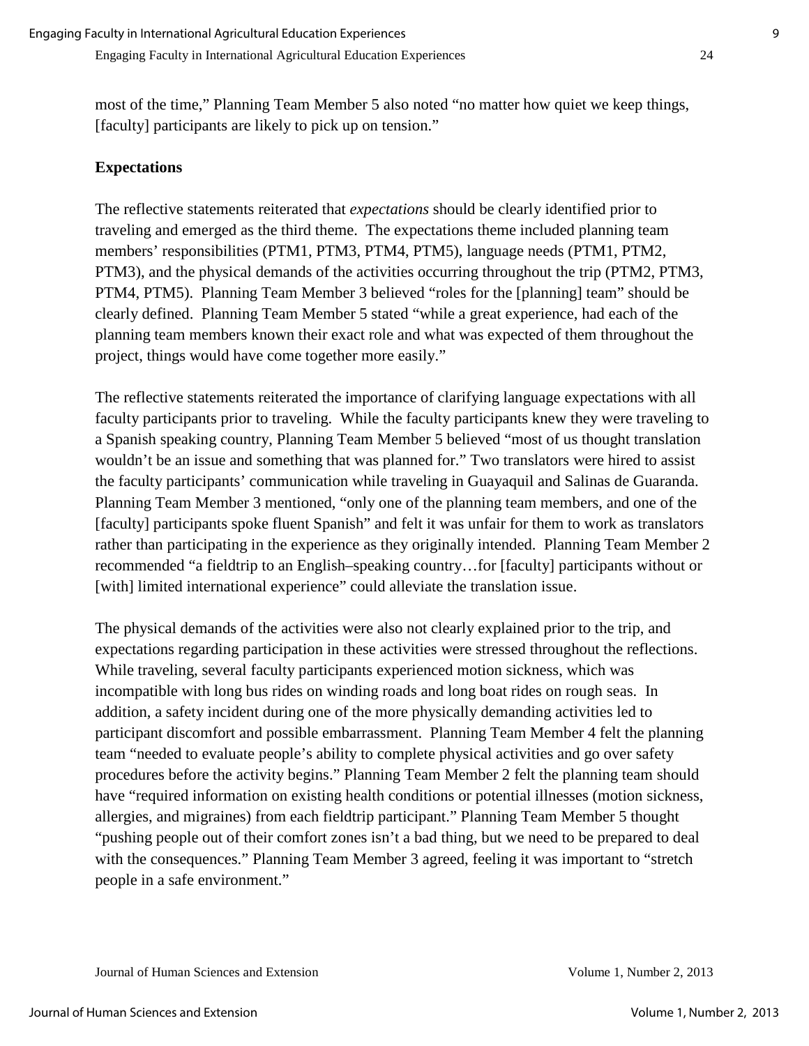most of the time," Planning Team Member 5 also noted "no matter how quiet we keep things, [faculty] participants are likely to pick up on tension."

### Expectations

The reflective statements reiterated that *expectations* should be clearly identified prior to traveling and emerged as the third theme. The expectations theme included planning team members' responsibilities (PTM1, PTM3, PTM4, PTM5), language needs (PTM1, PTM2, PTM3), and the physical demands of the activities occurring throughout the trip (PTM2, PTM3, PTM4, PTM5). Planning Team Member 3 believed "roles for the [planning] team" should be clearly defined. Planning Team Member 5 stated "while a great experience, had each of the planning team members known their exact role and what was expected of them throughout the project, things would have come together more easily."

The reflective statements reiterated the importance of clarifying language expectations with all faculty participants prior to traveling. While the faculty participants knew they were traveling to a Spanish speaking country, Planning Team Member 5 believed "most of us thought translation wouldn't be an issue and something that was planned for." Two translators were hired to assist the faculty participants' communication while traveling in Guayaquil and Salinas de Guaranda. Planning Team Member 3 mentioned, "only one of the planning team members, and one of the [faculty] participants spoke fluent Spanish" and felt it was unfair for them to work as translators rather than participating in the experience as they originally intended. Planning Team Member 2 recommended "a fieldtrip to an English–speaking country…for [faculty] participants without or [with] limited international experience" could alleviate the translation issue.

The physical demands of the activities were also not clearly explained prior to the trip, and expectations regarding participation in these activities were stressed throughout the reflections. While traveling, several faculty participants experienced motion sickness, which was incompatible with long bus rides on winding roads and long boat rides on rough seas. In addition, a safety incident during one of the more physically demanding activities led to participant discomfort and possible embarrassment. Planning Team Member 4 felt the planning team "needed to evaluate people's ability to complete physical activities and go over safety procedures before the activity begins." Planning Team Member 2 felt the planning team should have "required information on existing health conditions or potential illnesses (motion sickness, allergies, and migraines) from each fieldtrip participant." Planning Team Member 5 thought "pushing people out of their comfort zones isn't a bad thing, but we need to be prepared to deal with the consequences." Planning Team Member 3 agreed, feeling it was important to "stretch people in a safe environment."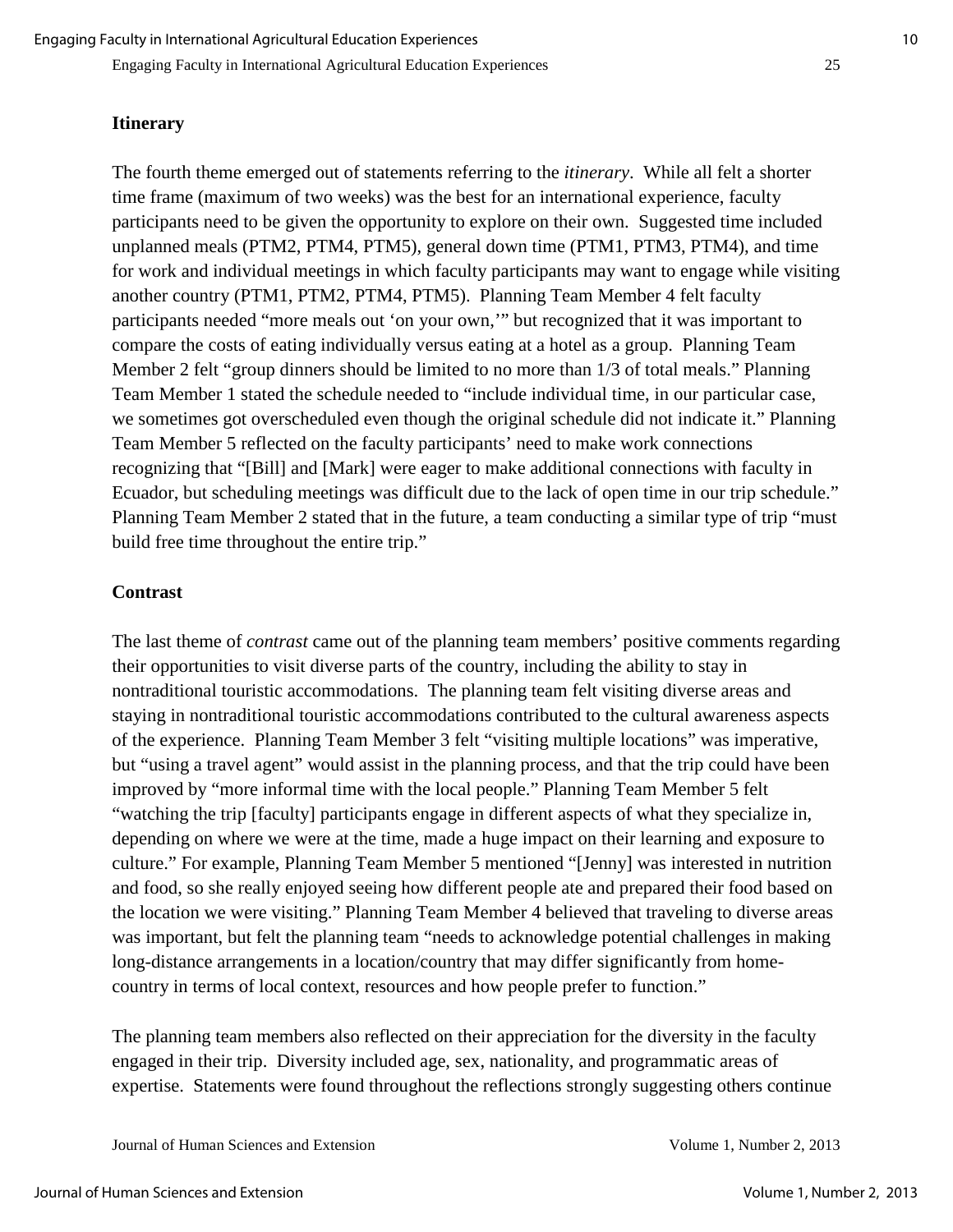### Itinerary

The fourth theme emerged out of statements referring to the *itinerary*. While all felt a shorter time frame (maximum of two weeks) was the best for an international experience, faculty participants need to be given the opportunity to explore on their own. Suggested time included unplanned meals (PTM2, PTM4, PTM5), general down time (PTM1, PTM3, PTM4), and time for work and individual meetings in which faculty participants may want to engage while visiting another country (PTM1, PTM2, PTM4, PTM5). Planning Team Member 4 felt faculty participants needed "more meals out 'on your own,'" but recognized that it was important to compare the costs of eating individually versus eating at a hotel as a group. Planning Team Member 2 felt "group dinners should be limited to no more than 1/3 of total meals." Planning Team Member 1 stated the schedule needed to "include individual time, in our particular case, we sometimes got overscheduled even though the original schedule did not indicate it." Planning Team Member 5 reflected on the faculty participants' need to make work connections recognizing that "[Bill] and [Mark] were eager to make additional connections with faculty in Ecuador, but scheduling meetings was difficult due to the lack of open time in our trip schedule." Planning Team Member 2 stated that in the future, a team conducting a similar type of trip "must build free time throughout the entire trip."

### Contrast

The last theme of *contrast* came out of the planning team members' positive comments regarding their opportunities to visit diverse parts of the country, including the ability to stay in nontraditional touristic accommodations. The planning team felt visiting diverse areas and staying in nontraditional touristic accommodations contributed to the cultural awareness aspects of the experience. Planning Team Member 3 felt "visiting multiple locations" was imperative, but "using a travel agent" would assist in the planning process, and that the trip could have been improved by "more informal time with the local people." Planning Team Member 5 felt "watching the trip [faculty] participants engage in different aspects of what they specialize in, depending on where we were at the time, made a huge impact on their learning and exposure to culture." For example, Planning Team Member 5 mentioned "[Jenny] was interested in nutrition and food, so she really enjoyed seeing how different people ate and prepared their food based on the location we were visiting." Planning Team Member 4 believed that traveling to diverse areas was important, but felt the planning team "needs to acknowledge potential challenges in making long-distance arrangements in a location/country that may differ significantly from home-country in terms of local context, resources and how people prefer to function."

The planning team members also reflected on their appreciation for the diversity in the faculty engaged in their trip. Diversity included age, sex, nationality, and programmatic areas of expertise. Statements were found throughout the reflections strongly suggesting others continue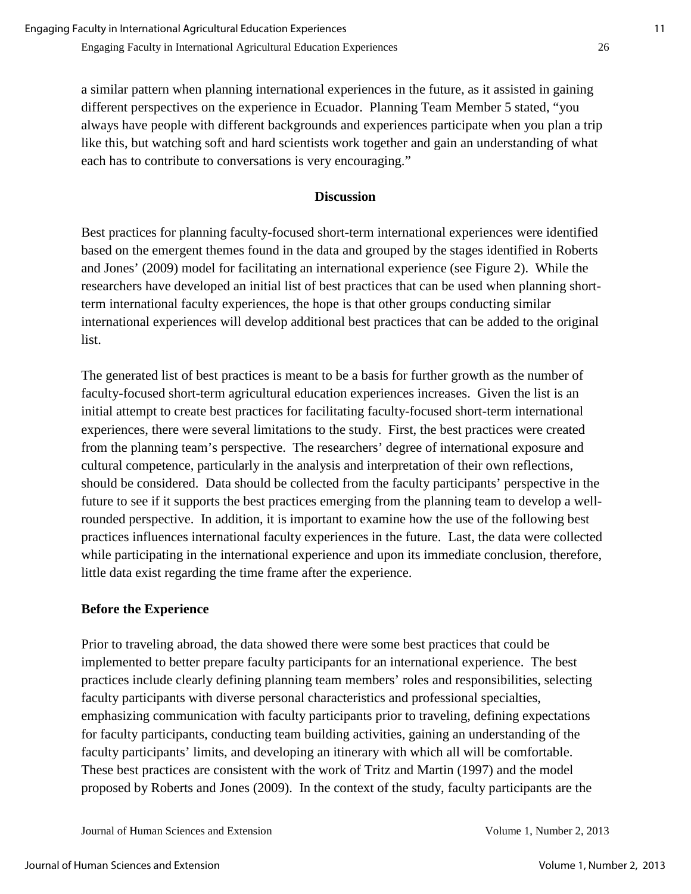a similar pattern when planning international experiences in the future, as it assisted in gaining different perspectives on the experience in Ecuador. Planning Team Member 5 stated, "you always have people with different backgrounds and experiences participate when you plan a trip like this, but watching soft and hard scientists work together and gain an understanding of what each has to contribute to conversations is very encouraging."

## Discussion

Best practices for planning faculty-focused short-term international experiences were identified based on the emergent themes found in the data and grouped by the stages identified in Roberts and Jones' (2009) model for facilitating an international experience (see Figure 2). While the researchers have developed an initial list of best practices that can be used when planning short-term international faculty experiences, the hope is that other groups conducting similar international experiences will develop additional best practices that can be added to the original list.

The generated list of best practices is meant to be a basis for further growth as the number of faculty-focused short-term agricultural education experiences increases. Given the list is an initial attempt to create best practices for facilitating faculty-focused short-term international experiences, there were several limitations to the study. First, the best practices were created from the planning team's perspective. The researchers' degree of international exposure and cultural competence, particularly in the analysis and interpretation of their own reflections, should be considered. Data should be collected from the faculty participants' perspective in the future to see if it supports the best practices emerging from the planning team to develop a well-rounded perspective. In addition, it is important to examine how the use of the following best practices influences international faculty experiences in the future. Last, the data were collected while participating in the international experience and upon its immediate conclusion, therefore, little data exist regarding the time frame after the experience.

### Before the Experience

Prior to traveling abroad, the data showed there were some best practices that could be implemented to better prepare faculty participants for an international experience. The best practices include clearly defining planning team members' roles and responsibilities, selecting faculty participants with diverse personal characteristics and professional specialties, emphasizing communication with faculty participants prior to traveling, defining expectations for faculty participants, conducting team building activities, gaining an understanding of the faculty participants' limits, and developing an itinerary with which all will be comfortable. These best practices are consistent with the work of Tritz and Martin (1997) and the model proposed by Roberts and Jones (2009). In the context of the study, faculty participants are the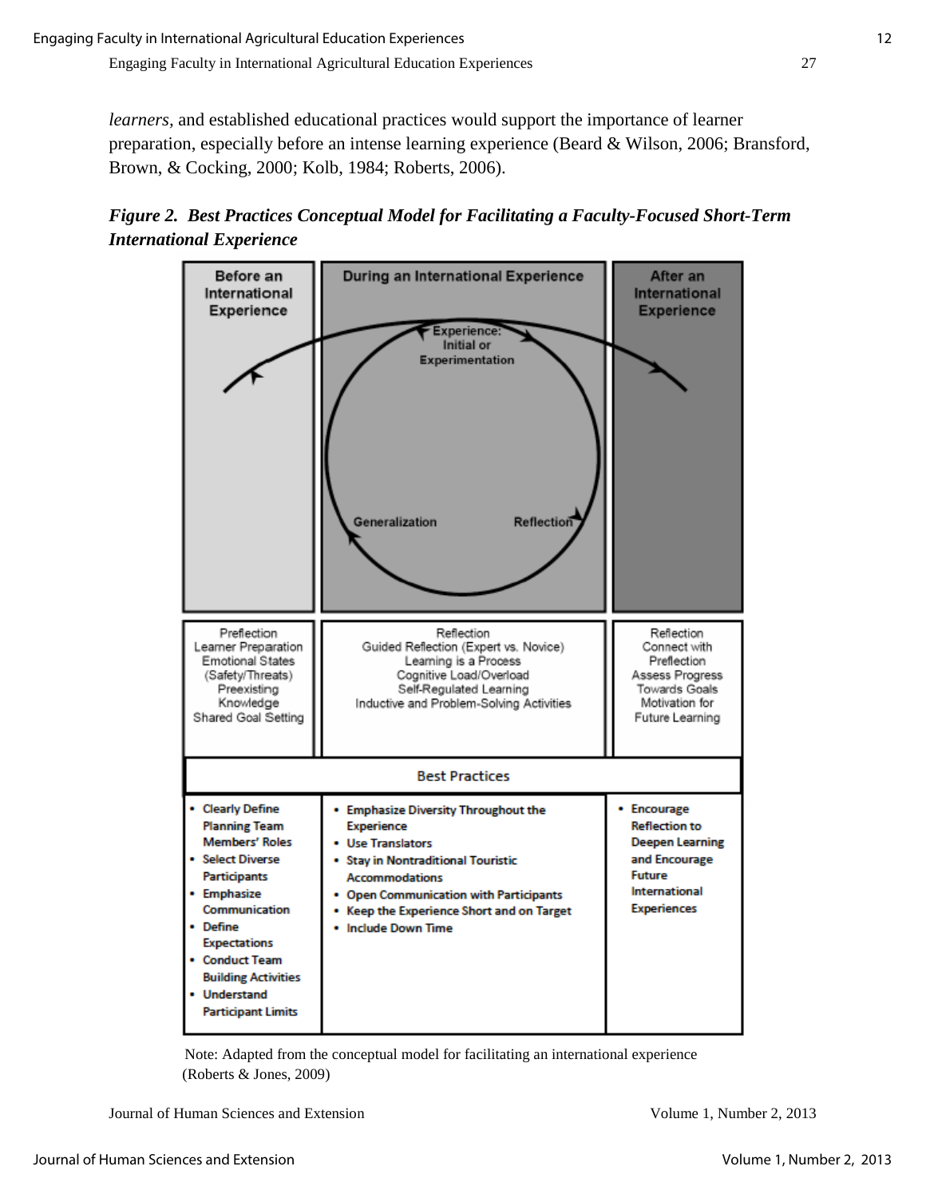*learners,* and established educational practices would support the importance of learner preparation, especially before an intense learning experience (Beard & Wilson, 2006; Bransford, Brown, & Cocking, 2000; Kolb, 1984; Roberts, 2006).

***Figure 2. Best Practices Conceptual Model for Facilitating a Faculty-Focused Short-Term International Experience***

| Before an International Experience | During an International Experience | After an International Experience |
| --- | --- | --- |
| | Experience: Initial or Experimentation; Reflection; Generalization | |
| Preflection<br>Learner Preparation<br>Emotional States (Safety/Threats)<br>Preexisting Knowledge<br>Shared Goal Setting | Reflection<br>Guided Reflection (Expert vs. Novice)<br>Learning is a Process<br>Cognitive Load/Overload<br>Self-Regulated Learning<br>Inductive and Problem-Solving Activities | Reflection<br>Connect with Preflection<br>Assess Progress Towards Goals<br>Motivation for Future Learning |
| **Best Practices** | | |
| • **Clearly Define Planning Team Members' Roles**<br>• **Select Diverse Participants**<br>• **Emphasize Communication**<br>• **Define Expectations**<br>• **Conduct Team Building Activities**<br>• **Understand Participant Limits** | • **Emphasize Diversity Throughout the Experience**<br>• **Use Translators**<br>• **Stay in Nontraditional Touristic Accommodations**<br>• **Open Communication with Participants**<br>• **Keep the Experience Short and on Target**<br>• **Include Down Time** | • **Encourage Reflection to Deepen Learning and Encourage Future International Experiences** |

Note: Adapted from the conceptual model for facilitating an international experience (Roberts & Jones, 2009)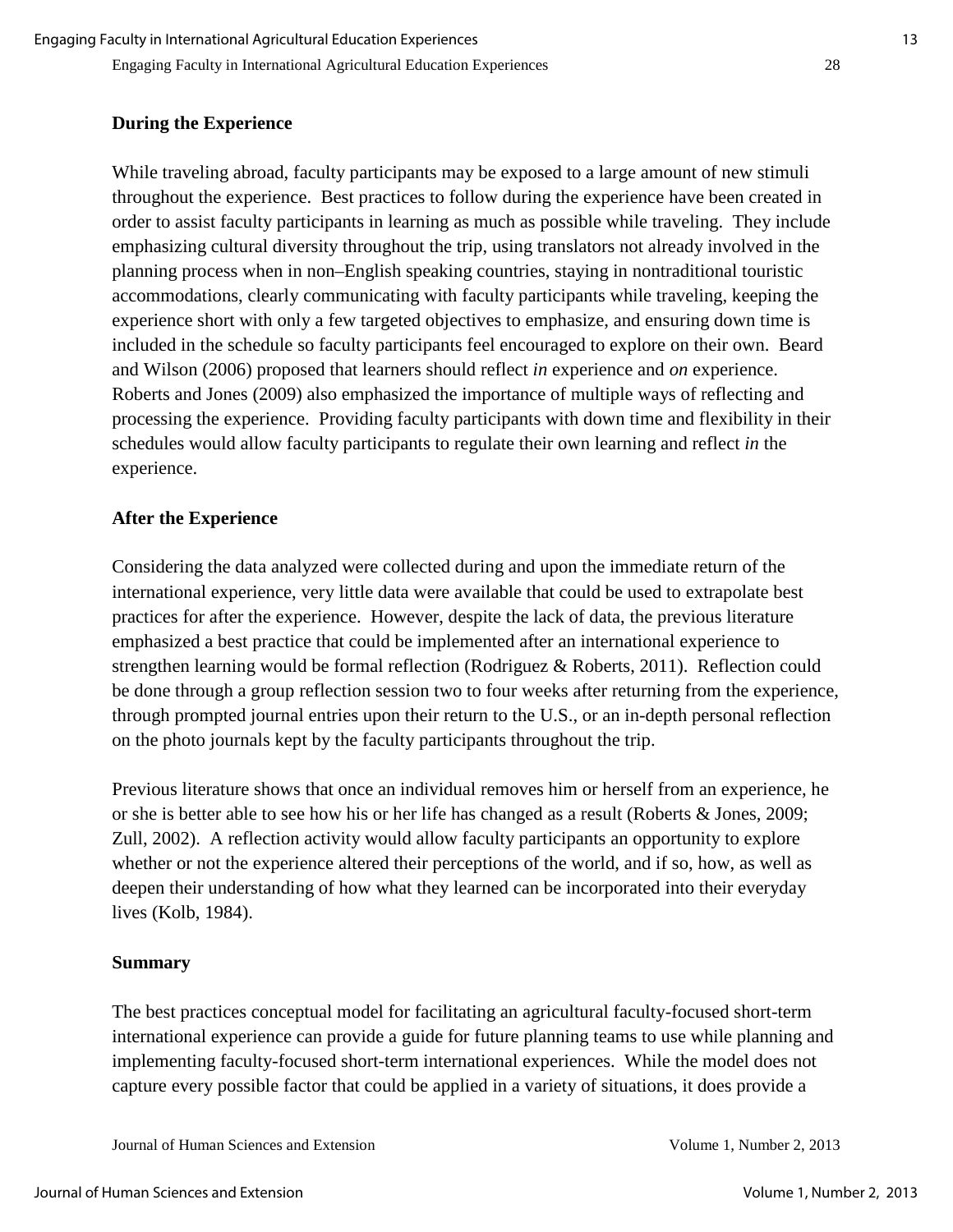### During the Experience

While traveling abroad, faculty participants may be exposed to a large amount of new stimuli throughout the experience. Best practices to follow during the experience have been created in order to assist faculty participants in learning as much as possible while traveling. They include emphasizing cultural diversity throughout the trip, using translators not already involved in the planning process when in non–English speaking countries, staying in nontraditional touristic accommodations, clearly communicating with faculty participants while traveling, keeping the experience short with only a few targeted objectives to emphasize, and ensuring down time is included in the schedule so faculty participants feel encouraged to explore on their own. Beard and Wilson (2006) proposed that learners should reflect *in* experience and *on* experience. Roberts and Jones (2009) also emphasized the importance of multiple ways of reflecting and processing the experience. Providing faculty participants with down time and flexibility in their schedules would allow faculty participants to regulate their own learning and reflect *in* the experience.

### After the Experience

Considering the data analyzed were collected during and upon the immediate return of the international experience, very little data were available that could be used to extrapolate best practices for after the experience. However, despite the lack of data, the previous literature emphasized a best practice that could be implemented after an international experience to strengthen learning would be formal reflection (Rodriguez & Roberts, 2011). Reflection could be done through a group reflection session two to four weeks after returning from the experience, through prompted journal entries upon their return to the U.S., or an in-depth personal reflection on the photo journals kept by the faculty participants throughout the trip.

Previous literature shows that once an individual removes him or herself from an experience, he or she is better able to see how his or her life has changed as a result (Roberts & Jones, 2009; Zull, 2002). A reflection activity would allow faculty participants an opportunity to explore whether or not the experience altered their perceptions of the world, and if so, how, as well as deepen their understanding of how what they learned can be incorporated into their everyday lives (Kolb, 1984).

### Summary

The best practices conceptual model for facilitating an agricultural faculty-focused short-term international experience can provide a guide for future planning teams to use while planning and implementing faculty-focused short-term international experiences. While the model does not capture every possible factor that could be applied in a variety of situations, it does provide a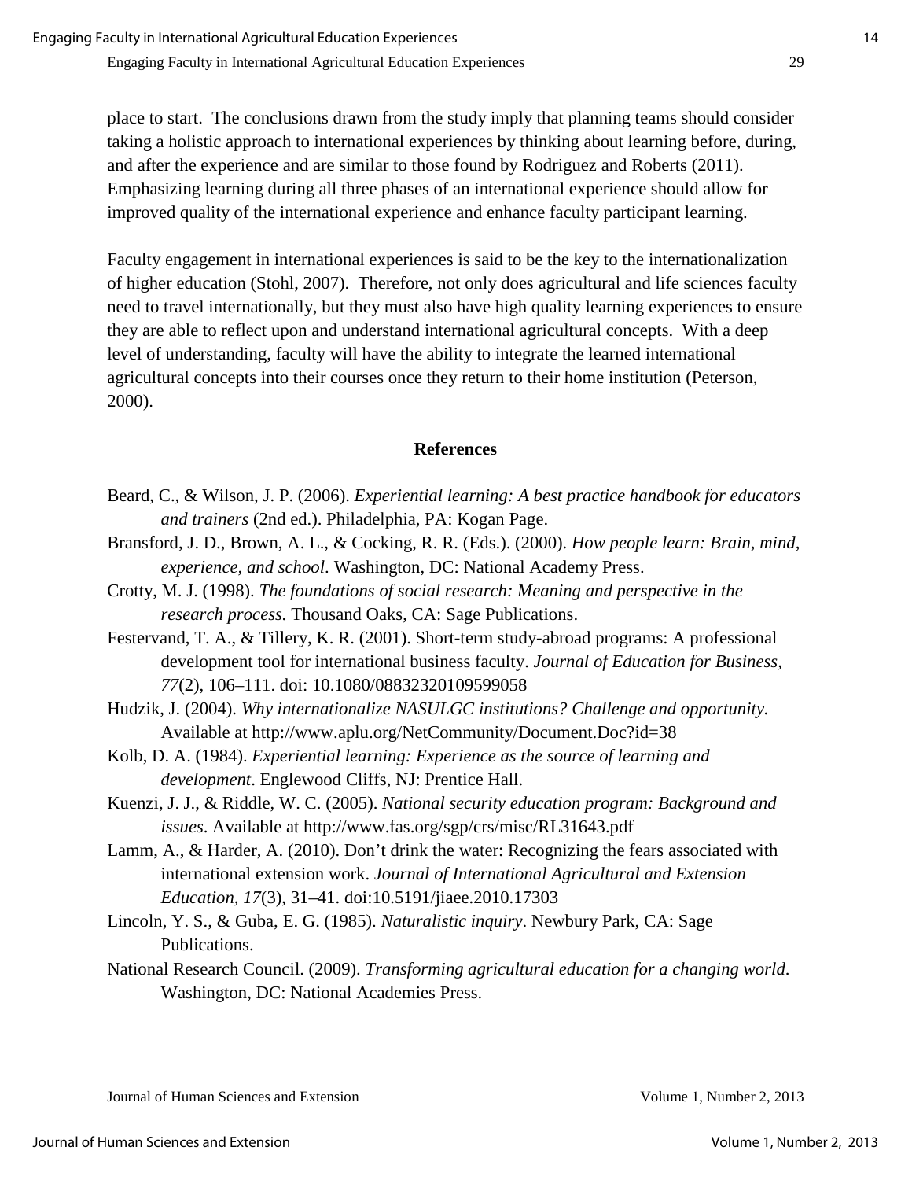place to start. The conclusions drawn from the study imply that planning teams should consider taking a holistic approach to international experiences by thinking about learning before, during, and after the experience and are similar to those found by Rodriguez and Roberts (2011). Emphasizing learning during all three phases of an international experience should allow for improved quality of the international experience and enhance faculty participant learning.

Faculty engagement in international experiences is said to be the key to the internationalization of higher education (Stohl, 2007). Therefore, not only does agricultural and life sciences faculty need to travel internationally, but they must also have high quality learning experiences to ensure they are able to reflect upon and understand international agricultural concepts. With a deep level of understanding, faculty will have the ability to integrate the learned international agricultural concepts into their courses once they return to their home institution (Peterson, 2000).

## References

Beard, C., & Wilson, J. P. (2006). *Experiential learning: A best practice handbook for educators and trainers* (2nd ed.). Philadelphia, PA: Kogan Page.

Bransford, J. D., Brown, A. L., & Cocking, R. R. (Eds.). (2000). *How people learn: Brain, mind, experience, and school*. Washington, DC: National Academy Press.

Crotty, M. J. (1998). *The foundations of social research: Meaning and perspective in the research process.* Thousand Oaks, CA: Sage Publications.

Festervand, T. A., & Tillery, K. R. (2001). Short-term study-abroad programs: A professional development tool for international business faculty. *Journal of Education for Business, 77*(2), 106–111. doi: 10.1080/08832320109599058

Hudzik, J. (2004). *Why internationalize NASULGC institutions? Challenge and opportunity.* Available at http://www.aplu.org/NetCommunity/Document.Doc?id=38

Kolb, D. A. (1984). *Experiential learning: Experience as the source of learning and development*. Englewood Cliffs, NJ: Prentice Hall.

Kuenzi, J. J., & Riddle, W. C. (2005). *National security education program: Background and issues*. Available at http://www.fas.org/sgp/crs/misc/RL31643.pdf

Lamm, A., & Harder, A. (2010). Don't drink the water: Recognizing the fears associated with international extension work. *Journal of International Agricultural and Extension Education, 17*(3), 31–41. doi:10.5191/jiaee.2010.17303

Lincoln, Y. S., & Guba, E. G. (1985). *Naturalistic inquiry*. Newbury Park, CA: Sage Publications.

National Research Council. (2009). *Transforming agricultural education for a changing world*. Washington, DC: National Academies Press.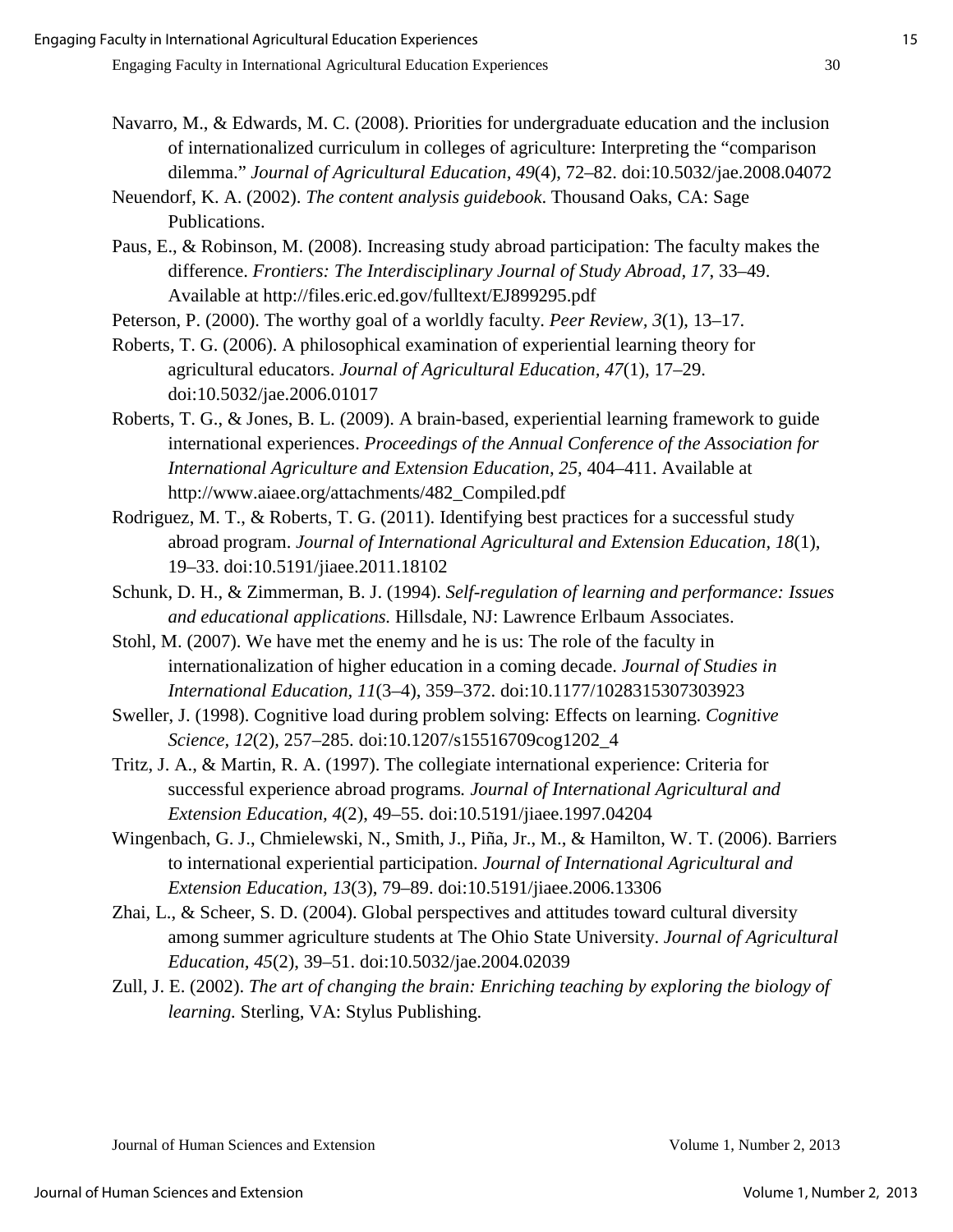Navarro, M., & Edwards, M. C. (2008). Priorities for undergraduate education and the inclusion of internationalized curriculum in colleges of agriculture: Interpreting the "comparison dilemma." *Journal of Agricultural Education, 49*(4), 72–82. doi:10.5032/jae.2008.04072

Neuendorf, K. A. (2002). *The content analysis guidebook.* Thousand Oaks, CA: Sage Publications.

Paus, E., & Robinson, M. (2008). Increasing study abroad participation: The faculty makes the difference. *Frontiers: The Interdisciplinary Journal of Study Abroad, 17*, 33–49. Available at http://files.eric.ed.gov/fulltext/EJ899295.pdf

Peterson, P. (2000). The worthy goal of a worldly faculty. *Peer Review, 3*(1), 13–17.

Roberts, T. G. (2006). A philosophical examination of experiential learning theory for agricultural educators. *Journal of Agricultural Education, 47*(1), 17–29. doi:10.5032/jae.2006.01017

Roberts, T. G., & Jones, B. L. (2009). A brain-based, experiential learning framework to guide international experiences. *Proceedings of the Annual Conference of the Association for International Agriculture and Extension Education, 25,* 404–411. Available at http://www.aiaee.org/attachments/482_Compiled.pdf

Rodriguez, M. T., & Roberts, T. G. (2011). Identifying best practices for a successful study abroad program. *Journal of International Agricultural and Extension Education, 18*(1), 19–33. doi:10.5191/jiaee.2011.18102

Schunk, D. H., & Zimmerman, B. J. (1994). *Self-regulation of learning and performance: Issues and educational applications.* Hillsdale, NJ: Lawrence Erlbaum Associates.

Stohl, M. (2007). We have met the enemy and he is us: The role of the faculty in internationalization of higher education in a coming decade. *Journal of Studies in International Education, 11*(3–4), 359–372. doi:10.1177/1028315307303923

Sweller, J. (1998). Cognitive load during problem solving: Effects on learning. *Cognitive Science, 12*(2), 257–285. doi:10.1207/s15516709cog1202_4

Tritz, J. A., & Martin, R. A. (1997). The collegiate international experience: Criteria for successful experience abroad programs*. Journal of International Agricultural and Extension Education, 4*(2), 49–55. doi:10.5191/jiaee.1997.04204

Wingenbach, G. J., Chmielewski, N., Smith, J., Piña, Jr., M., & Hamilton, W. T. (2006). Barriers to international experiential participation. *Journal of International Agricultural and Extension Education, 13*(3), 79–89. doi:10.5191/jiaee.2006.13306

Zhai, L., & Scheer, S. D. (2004). Global perspectives and attitudes toward cultural diversity among summer agriculture students at The Ohio State University. *Journal of Agricultural Education, 45*(2), 39–51. doi:10.5032/jae.2004.02039

Zull, J. E. (2002). *The art of changing the brain: Enriching teaching by exploring the biology of learning.* Sterling, VA: Stylus Publishing.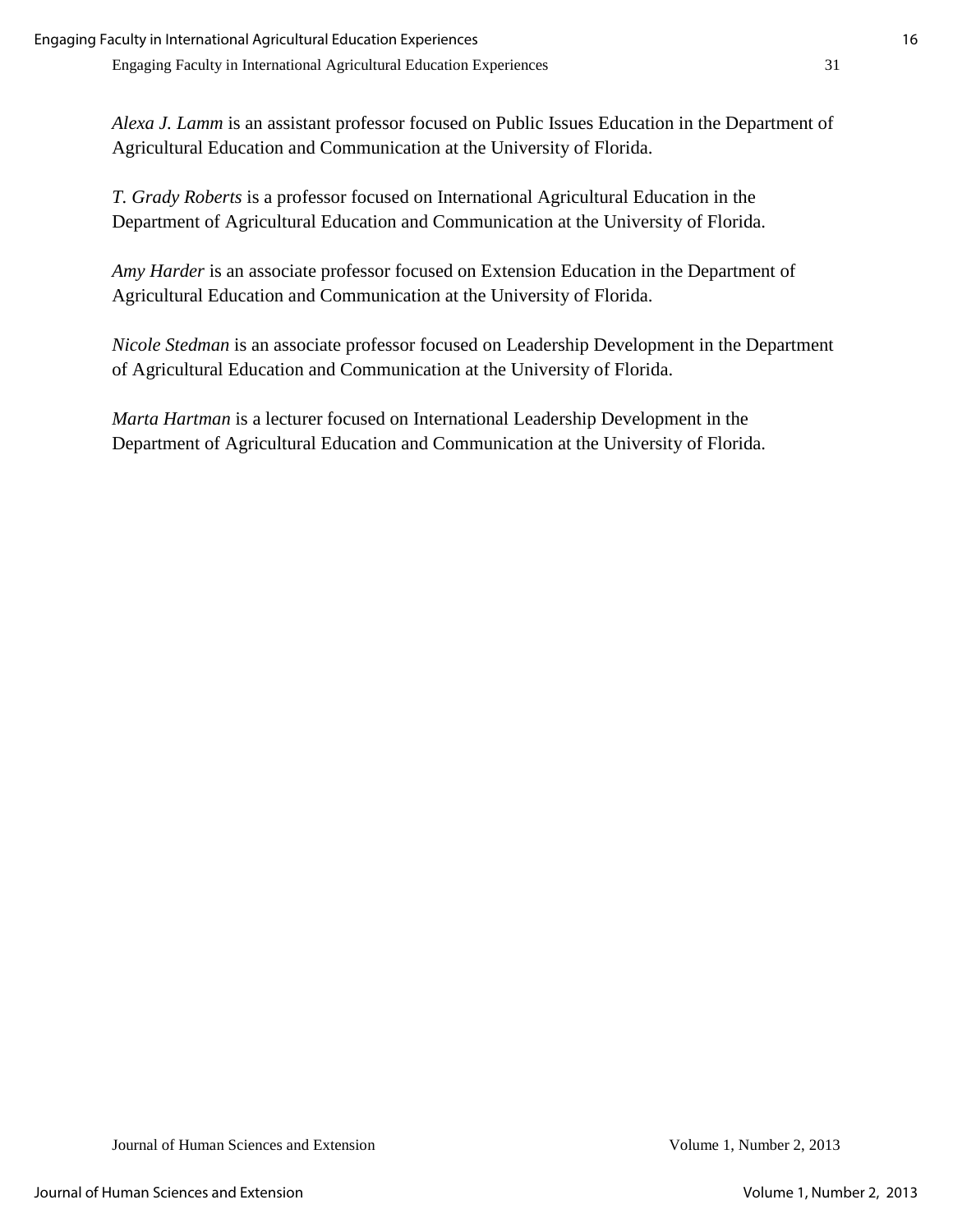*Alexa J. Lamm* is an assistant professor focused on Public Issues Education in the Department of Agricultural Education and Communication at the University of Florida.

*T. Grady Roberts* is a professor focused on International Agricultural Education in the Department of Agricultural Education and Communication at the University of Florida.

*Amy Harder* is an associate professor focused on Extension Education in the Department of Agricultural Education and Communication at the University of Florida.

*Nicole Stedman* is an associate professor focused on Leadership Development in the Department of Agricultural Education and Communication at the University of Florida.

*Marta Hartman* is a lecturer focused on International Leadership Development in the Department of Agricultural Education and Communication at the University of Florida.